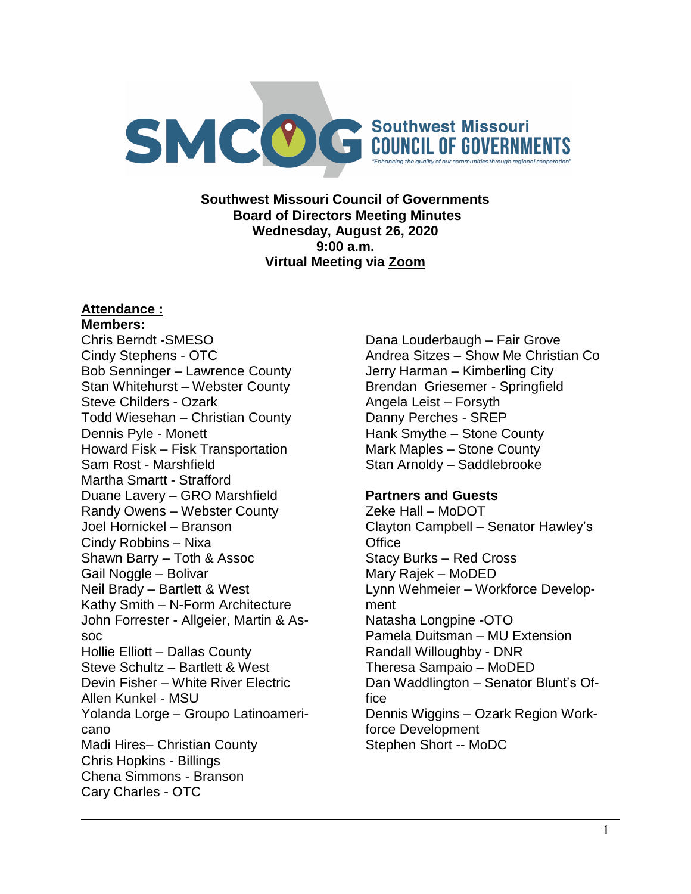Southwest Missouri Council of Governments
"Enhancing the quality of our communities through regional cooperation"

**Southwest Missouri Council of Governments**
**Board of Directors Meeting Minutes**
**Wednesday, August 26, 2020**
**9:00 a.m.**
**Virtual Meeting via Zoom**

**Attendance :**

**Members:**

Chris Berndt -SMESO
Cindy Stephens - OTC
Bob Senninger – Lawrence County
Stan Whitehurst – Webster County
Steve Childers - Ozark
Todd Wiesehan – Christian County
Dennis Pyle - Monett
Howard Fisk – Fisk Transportation
Sam Rost - Marshfield
Martha Smartt - Strafford
Duane Lavery – GRO Marshfield
Randy Owens – Webster County
Joel Hornickel – Branson
Cindy Robbins – Nixa
Shawn Barry – Toth & Assoc
Gail Noggle – Bolivar
Neil Brady – Bartlett & West
Kathy Smith – N-Form Architecture
John Forrester - Allgeier, Martin & Assoc
Hollie Elliott – Dallas County
Steve Schultz – Bartlett & West
Devin Fisher – White River Electric
Allen Kunkel - MSU
Yolanda Lorge – Groupo Latinoamericano
Madi Hires– Christian County
Chris Hopkins - Billings
Chena Simmons - Branson
Cary Charles - OTC
Dana Louderbaugh – Fair Grove
Andrea Sitzes – Show Me Christian Co
Jerry Harman – Kimberling City
Brendan Griesemer - Springfield
Angela Leist – Forsyth
Danny Perches - SREP
Hank Smythe – Stone County
Mark Maples – Stone County
Stan Arnoldy – Saddlebrooke

**Partners and Guests**

Zeke Hall – MoDOT
Clayton Campbell – Senator Hawley's Office
Stacy Burks – Red Cross
Mary Rajek – MoDED
Lynn Wehmeier – Workforce Development
Natasha Longpine -OTO
Pamela Duitsman – MU Extension
Randall Willoughby - DNR
Theresa Sampaio – MoDED
Dan Waddlington – Senator Blunt's Office
Dennis Wiggins – Ozark Region Workforce Development
Stephen Short -- MoDC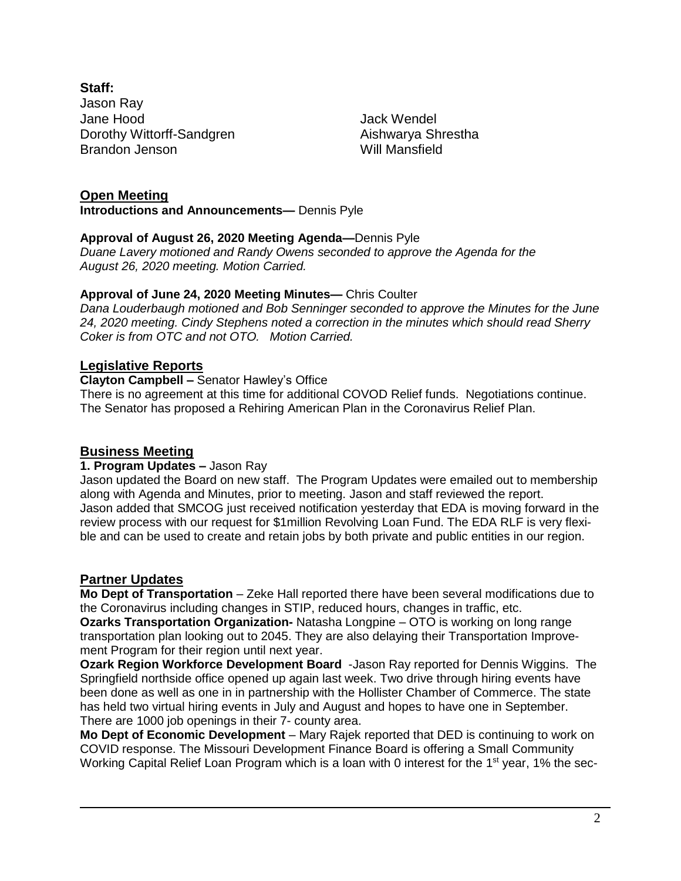**Staff:**

Jason Ray
Jane Hood
Dorothy Wittorff-Sandgren
Brandon Jenson
Jack Wendel
Aishwarya Shrestha
Will Mansfield

## Open Meeting

**Introductions and Announcements—** Dennis Pyle

**Approval of August 26, 2020 Meeting Agenda—**Dennis Pyle
*Duane Lavery motioned and Randy Owens seconded to approve the Agenda for the August 26, 2020 meeting. Motion Carried.*

**Approval of June 24, 2020 Meeting Minutes—** Chris Coulter
*Dana Louderbaugh motioned and Bob Senninger seconded to approve the Minutes for the June 24, 2020 meeting. Cindy Stephens noted a correction in the minutes which should read Sherry Coker is from OTC and not OTO. Motion Carried.*

## Legislative Reports

**Clayton Campbell –** Senator Hawley's Office
There is no agreement at this time for additional COVOD Relief funds. Negotiations continue. The Senator has proposed a Rehiring American Plan in the Coronavirus Relief Plan.

## Business Meeting

**1. Program Updates –** Jason Ray
Jason updated the Board on new staff. The Program Updates were emailed out to membership along with Agenda and Minutes, prior to meeting. Jason and staff reviewed the report. Jason added that SMCOG just received notification yesterday that EDA is moving forward in the review process with our request for $1million Revolving Loan Fund. The EDA RLF is very flexible and can be used to create and retain jobs by both private and public entities in our region.

## Partner Updates

**Mo Dept of Transportation** – Zeke Hall reported there have been several modifications due to the Coronavirus including changes in STIP, reduced hours, changes in traffic, etc.
**Ozarks Transportation Organization-** Natasha Longpine – OTO is working on long range transportation plan looking out to 2045. They are also delaying their Transportation Improvement Program for their region until next year.
**Ozark Region Workforce Development Board** -Jason Ray reported for Dennis Wiggins. The Springfield northside office opened up again last week. Two drive through hiring events have been done as well as one in in partnership with the Hollister Chamber of Commerce. The state has held two virtual hiring events in July and August and hopes to have one in September. There are 1000 job openings in their 7- county area.
**Mo Dept of Economic Development** – Mary Rajek reported that DED is continuing to work on COVID response. The Missouri Development Finance Board is offering a Small Community Working Capital Relief Loan Program which is a loan with 0 interest for the 1st year, 1% the sec-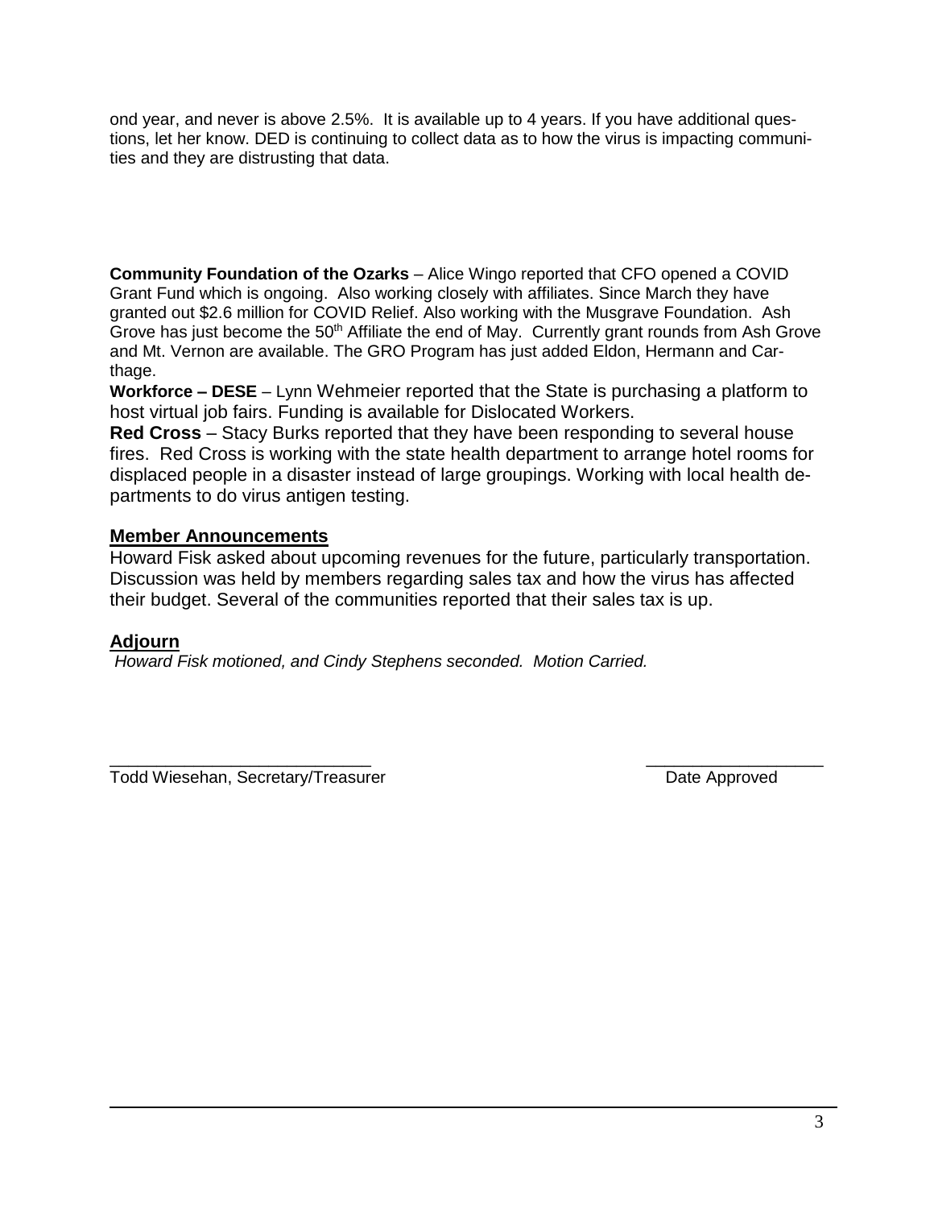ond year, and never is above 2.5%. It is available up to 4 years. If you have additional questions, let her know. DED is continuing to collect data as to how the virus is impacting communities and they are distrusting that data.

**Community Foundation of the Ozarks** – Alice Wingo reported that CFO opened a COVID Grant Fund which is ongoing. Also working closely with affiliates. Since March they have granted out $2.6 million for COVID Relief. Also working with the Musgrave Foundation. Ash Grove has just become the 50th Affiliate the end of May. Currently grant rounds from Ash Grove and Mt. Vernon are available. The GRO Program has just added Eldon, Hermann and Carthage.

**Workforce – DESE** – Lynn Wehmeier reported that the State is purchasing a platform to host virtual job fairs. Funding is available for Dislocated Workers.

**Red Cross** – Stacy Burks reported that they have been responding to several house fires. Red Cross is working with the state health department to arrange hotel rooms for displaced people in a disaster instead of large groupings. Working with local health departments to do virus antigen testing.

## Member Announcements

Howard Fisk asked about upcoming revenues for the future, particularly transportation. Discussion was held by members regarding sales tax and how the virus has affected their budget. Several of the communities reported that their sales tax is up.

## Adjourn

*Howard Fisk motioned, and Cindy Stephens seconded. Motion Carried.*

\_\_\_\_\_\_\_\_\_\_\_\_\_\_\_\_\_\_\_\_\_\_\_\_\_\_\_\_ &nbsp;&nbsp;&nbsp;&nbsp;&nbsp;&nbsp;&nbsp;&nbsp; \_\_\_\_\_\_\_\_\_\_\_\_\_\_\_\_\_\_\_

Todd Wiesehan, Secretary/Treasurer &nbsp;&nbsp;&nbsp;&nbsp;&nbsp;&nbsp;&nbsp;&nbsp; Date Approved